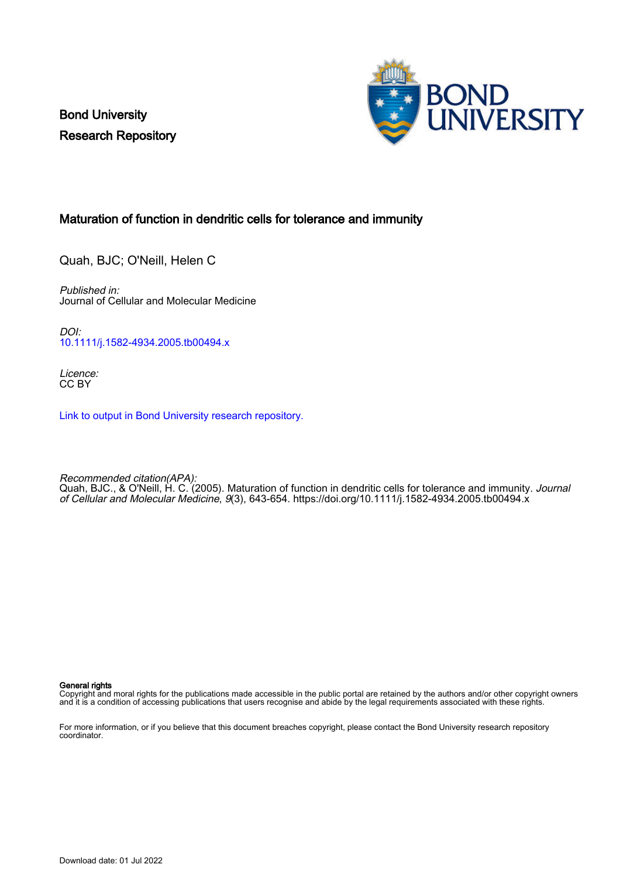Bond University
Research Repository

# Maturation of function in dendritic cells for tolerance and immunity

Quah, BJC; O'Neill, Helen C

*Published in:*
Journal of Cellular and Molecular Medicine

*DOI:*
10.1111/j.1582-4934.2005.tb00494.x

*Licence:*
CC BY

Link to output in Bond University research repository.

*Recommended citation(APA):*
Quah, BJC., & O'Neill, H. C. (2005). Maturation of function in dendritic cells for tolerance and immunity. *Journal of Cellular and Molecular Medicine*, *9*(3), 643-654. https://doi.org/10.1111/j.1582-4934.2005.tb00494.x

**General rights**
Copyright and moral rights for the publications made accessible in the public portal are retained by the authors and/or other copyright owners and it is a condition of accessing publications that users recognise and abide by the legal requirements associated with these rights.

For more information, or if you believe that this document breaches copyright, please contact the Bond University research repository coordinator.

Download date: 01 Jul 2022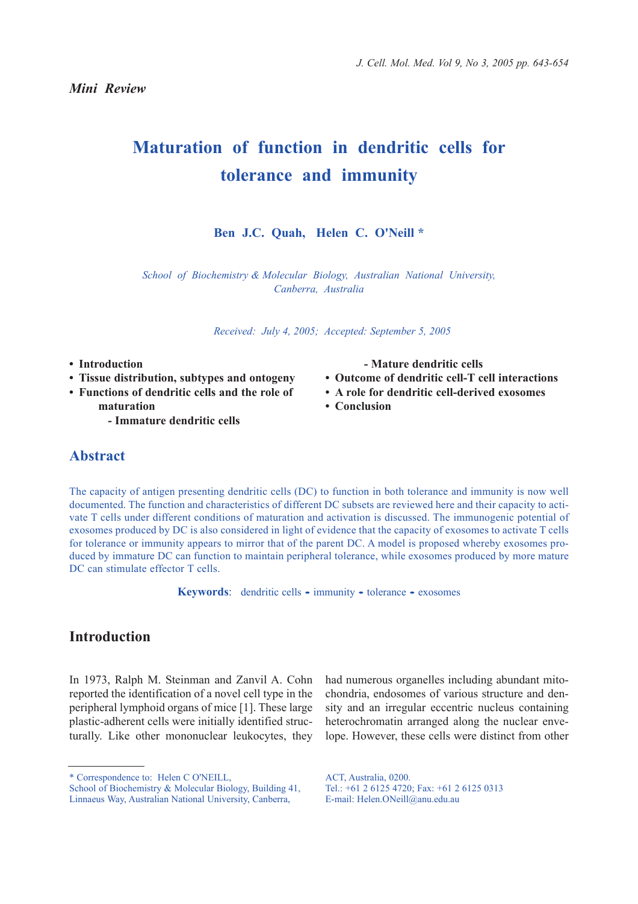*Mini Review*

# Maturation of function in dendritic cells for tolerance and immunity

**Ben J.C. Quah, Helen C. O'Neill \***

*School of Biochemistry & Molecular Biology, Australian National University, Canberra, Australia*

*Received: July 4, 2005; Accepted: September 5, 2005*

- **Introduction**
- **Tissue distribution, subtypes and ontogeny**
- **Functions of dendritic cells and the role of maturation**
  - **Immature dendritic cells**
  - **Mature dendritic cells**
- **Outcome of dendritic cell-T cell interactions**
- **A role for dendritic cell-derived exosomes**
- **Conclusion**

## Abstract

The capacity of antigen presenting dendritic cells (DC) to function in both tolerance and immunity is now well documented. The function and characteristics of different DC subsets are reviewed here and their capacity to activate T cells under different conditions of maturation and activation is discussed. The immunogenic potential of exosomes produced by DC is also considered in light of evidence that the capacity of exosomes to activate T cells for tolerance or immunity appears to mirror that of the parent DC. A model is proposed whereby exosomes produced by immature DC can function to maintain peripheral tolerance, while exosomes produced by more mature DC can stimulate effector T cells.

**Keywords**: dendritic cells - immunity - tolerance - exosomes

## Introduction

In 1973, Ralph M. Steinman and Zanvil A. Cohn reported the identification of a novel cell type in the peripheral lymphoid organs of mice [1]. These large plastic-adherent cells were initially identified structurally. Like other mononuclear leukocytes, they had numerous organelles including abundant mitochondria, endosomes of various structure and density and an irregular eccentric nucleus containing heterochromatin arranged along the nuclear envelope. However, these cells were distinct from other

\* Correspondence to: Helen C O'NEILL,
School of Biochemistry & Molecular Biology, Building 41, Linnaeus Way, Australian National University, Canberra, ACT, Australia, 0200.
Tel.: +61 2 6125 4720; Fax: +61 2 6125 0313
E-mail: Helen.ONeill@anu.edu.au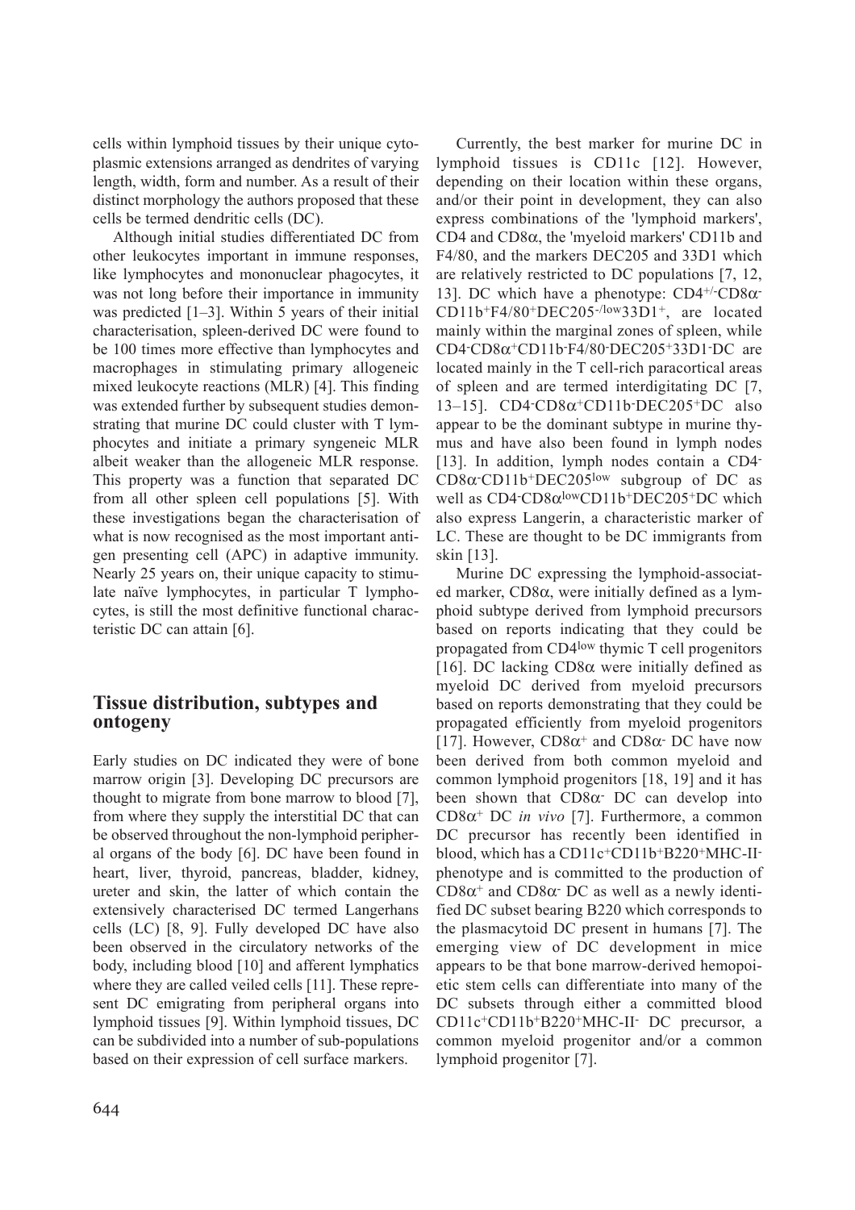cells within lymphoid tissues by their unique cytoplasmic extensions arranged as dendrites of varying length, width, form and number. As a result of their distinct morphology the authors proposed that these cells be termed dendritic cells (DC).

Although initial studies differentiated DC from other leukocytes important in immune responses, like lymphocytes and mononuclear phagocytes, it was not long before their importance in immunity was predicted [1–3]. Within 5 years of their initial characterisation, spleen-derived DC were found to be 100 times more effective than lymphocytes and macrophages in stimulating primary allogeneic mixed leukocyte reactions (MLR) [4]. This finding was extended further by subsequent studies demonstrating that murine DC could cluster with T lymphocytes and initiate a primary syngeneic MLR albeit weaker than the allogeneic MLR response. This property was a function that separated DC from all other spleen cell populations [5]. With these investigations began the characterisation of what is now recognised as the most important antigen presenting cell (APC) in adaptive immunity. Nearly 25 years on, their unique capacity to stimulate naïve lymphocytes, in particular T lymphocytes, is still the most definitive functional characteristic DC can attain [6].

## Tissue distribution, subtypes and ontogeny

Early studies on DC indicated they were of bone marrow origin [3]. Developing DC precursors are thought to migrate from bone marrow to blood [7], from where they supply the interstitial DC that can be observed throughout the non-lymphoid peripheral organs of the body [6]. DC have been found in heart, liver, thyroid, pancreas, bladder, kidney, ureter and skin, the latter of which contain the extensively characterised DC termed Langerhans cells (LC) [8, 9]. Fully developed DC have also been observed in the circulatory networks of the body, including blood [10] and afferent lymphatics where they are called veiled cells [11]. These represent DC emigrating from peripheral organs into lymphoid tissues [9]. Within lymphoid tissues, DC can be subdivided into a number of sub-populations based on their expression of cell surface markers.

Currently, the best marker for murine DC in lymphoid tissues is CD11c [12]. However, depending on their location within these organs, and/or their point in development, they can also express combinations of the 'lymphoid markers', CD4 and CD8$\alpha$, the 'myeloid markers' CD11b and F4/80, and the markers DEC205 and 33D1 which are relatively restricted to DC populations [7, 12, 13]. DC which have a phenotype: $CD4^{+/-}CD8\alpha^{-}CD11b^{+}F4/80^{+}DEC205^{-/low}33D1^{+}$, are located mainly within the marginal zones of spleen, while $CD4^{-}CD8\alpha^{+}CD11b^{-}F4/80^{-}DEC205^{+}33D1^{-}$ DC are located mainly in the T cell-rich paracortical areas of spleen and are termed interdigitating DC [7, 13–15]. $CD4^{-}CD8\alpha^{+}CD11b^{-}DEC205^{+}$ DC also appear to be the dominant subtype in murine thymus and have also been found in lymph nodes [13]. In addition, lymph nodes contain a $CD4^{-}CD8\alpha^{-}CD11b^{+}DEC205^{low}$ subgroup of DC as well as $CD4^{-}CD8\alpha^{low}CD11b^{+}DEC205^{+}$ DC which also express Langerin, a characteristic marker of LC. These are thought to be DC immigrants from skin [13].

Murine DC expressing the lymphoid-associated marker, CD8$\alpha$, were initially defined as a lymphoid subtype derived from lymphoid precursors based on reports indicating that they could be propagated from $CD4^{low}$ thymic T cell progenitors [16]. DC lacking CD8$\alpha$ were initially defined as myeloid DC derived from myeloid precursors based on reports demonstrating that they could be propagated efficiently from myeloid progenitors [17]. However, $CD8\alpha^{+}$ and $CD8\alpha^{-}$ DC have now been derived from both common myeloid and common lymphoid progenitors [18, 19] and it has been shown that $CD8\alpha^{-}$ DC can develop into $CD8\alpha^{+}$ DC *in vivo* [7]. Furthermore, a common DC precursor has recently been identified in blood, which has a $CD11c^{+}CD11b^{+}B220^{+}MHC\text{-}II^{-}$ phenotype and is committed to the production of $CD8\alpha^{+}$ and $CD8\alpha^{-}$ DC as well as a newly identified DC subset bearing B220 which corresponds to the plasmacytoid DC present in humans [7]. The emerging view of DC development in mice appears to be that bone marrow-derived hemopoietic stem cells can differentiate into many of the DC subsets through either a committed blood $CD11c^{+}CD11b^{+}B220^{+}MHC\text{-}II^{-}$ DC precursor, a common myeloid progenitor and/or a common lymphoid progenitor [7].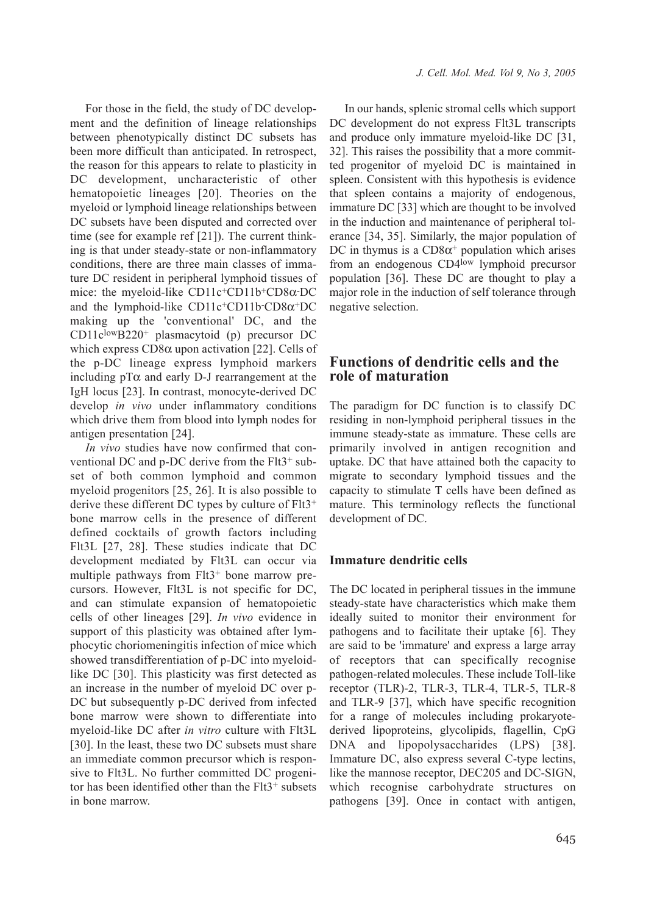For those in the field, the study of DC development and the definition of lineage relationships between phenotypically distinct DC subsets has been more difficult than anticipated. In retrospect, the reason for this appears to relate to plasticity in DC development, uncharacteristic of other hematopoietic lineages [20]. Theories on the myeloid or lymphoid lineage relationships between DC subsets have been disputed and corrected over time (see for example ref [21]). The current thinking is that under steady-state or non-inflammatory conditions, there are three main classes of immature DC resident in peripheral lymphoid tissues of mice: the myeloid-like $CD11c^+CD11b^+CD8\alpha^-$DC and the lymphoid-like $CD11c^+CD11b^-CD8\alpha^+$DC making up the 'conventional' DC, and the $CD11c^{low}B220^+$ plasmacytoid (p) precursor DC which express $CD8\alpha$ upon activation [22]. Cells of the p-DC lineage express lymphoid markers including $pT\alpha$ and early D-J rearrangement at the IgH locus [23]. In contrast, monocyte-derived DC develop *in vivo* under inflammatory conditions which drive them from blood into lymph nodes for antigen presentation [24].

*In vivo* studies have now confirmed that conventional DC and p-DC derive from the $Flt3^+$ subset of both common lymphoid and common myeloid progenitors [25, 26]. It is also possible to derive these different DC types by culture of $Flt3^+$ bone marrow cells in the presence of different defined cocktails of growth factors including Flt3L [27, 28]. These studies indicate that DC development mediated by Flt3L can occur via multiple pathways from $Flt3^+$ bone marrow precursors. However, Flt3L is not specific for DC, and can stimulate expansion of hematopoietic cells of other lineages [29]. *In vivo* evidence in support of this plasticity was obtained after lymphocytic choriomeningitis infection of mice which showed transdifferentiation of p-DC into myeloid-like DC [30]. This plasticity was first detected as an increase in the number of myeloid DC over p-DC but subsequently p-DC derived from infected bone marrow were shown to differentiate into myeloid-like DC after *in vitro* culture with Flt3L [30]. In the least, these two DC subsets must share an immediate common precursor which is responsive to Flt3L. No further committed DC progenitor has been identified other than the $Flt3^+$ subsets in bone marrow.

In our hands, splenic stromal cells which support DC development do not express Flt3L transcripts and produce only immature myeloid-like DC [31, 32]. This raises the possibility that a more committed progenitor of myeloid DC is maintained in spleen. Consistent with this hypothesis is evidence that spleen contains a majority of endogenous, immature DC [33] which are thought to be involved in the induction and maintenance of peripheral tolerance [34, 35]. Similarly, the major population of DC in thymus is a $CD8\alpha^+$ population which arises from an endogenous $CD4^{low}$ lymphoid precursor population [36]. These DC are thought to play a major role in the induction of self tolerance through negative selection.

## Functions of dendritic cells and the role of maturation

The paradigm for DC function is to classify DC residing in non-lymphoid peripheral tissues in the immune steady-state as immature. These cells are primarily involved in antigen recognition and uptake. DC that have attained both the capacity to migrate to secondary lymphoid tissues and the capacity to stimulate T cells have been defined as mature. This terminology reflects the functional development of DC.

### Immature dendritic cells

The DC located in peripheral tissues in the immune steady-state have characteristics which make them ideally suited to monitor their environment for pathogens and to facilitate their uptake [6]. They are said to be 'immature' and express a large array of receptors that can specifically recognise pathogen-related molecules. These include Toll-like receptor (TLR)-2, TLR-3, TLR-4, TLR-5, TLR-8 and TLR-9 [37], which have specific recognition for a range of molecules including prokaryote-derived lipoproteins, glycolipids, flagellin, CpG DNA and lipopolysaccharides (LPS) [38]. Immature DC, also express several C-type lectins, like the mannose receptor, DEC205 and DC-SIGN, which recognise carbohydrate structures on pathogens [39]. Once in contact with antigen,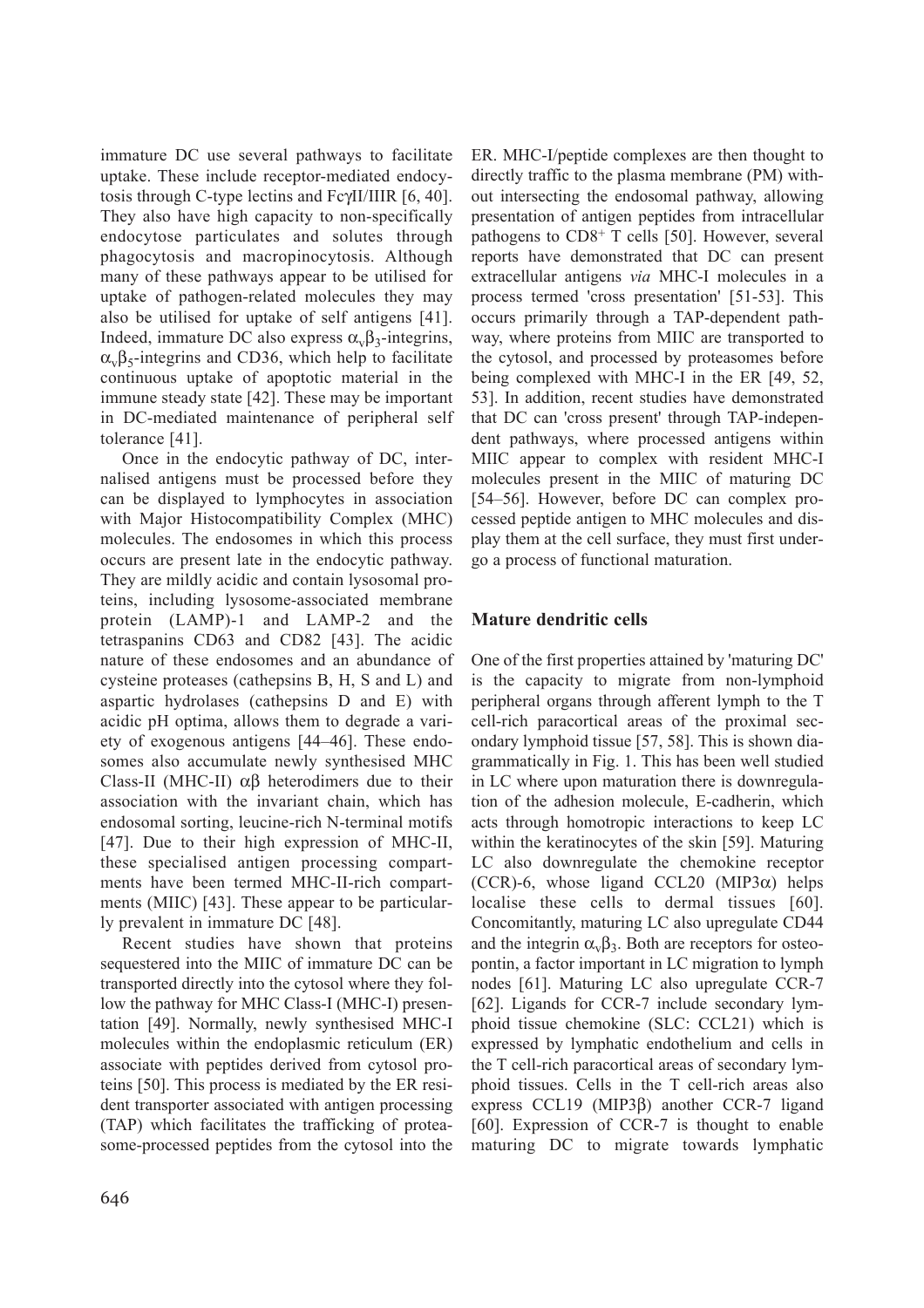immature DC use several pathways to facilitate uptake. These include receptor-mediated endocytosis through C-type lectins and FcγII/IIIR [6, 40]. They also have high capacity to non-specifically endocytose particulates and solutes through phagocytosis and macropinocytosis. Although many of these pathways appear to be utilised for uptake of pathogen-related molecules they may also be utilised for uptake of self antigens [41]. Indeed, immature DC also express $\alpha_v\beta_3$-integrins, $\alpha_v\beta_5$-integrins and CD36, which help to facilitate continuous uptake of apoptotic material in the immune steady state [42]. These may be important in DC-mediated maintenance of peripheral self tolerance [41].

Once in the endocytic pathway of DC, internalised antigens must be processed before they can be displayed to lymphocytes in association with Major Histocompatibility Complex (MHC) molecules. The endosomes in which this process occurs are present late in the endocytic pathway. They are mildly acidic and contain lysosomal proteins, including lysosome-associated membrane protein (LAMP)-1 and LAMP-2 and the tetraspanins CD63 and CD82 [43]. The acidic nature of these endosomes and an abundance of cysteine proteases (cathepsins B, H, S and L) and aspartic hydrolases (cathepsins D and E) with acidic pH optima, allows them to degrade a variety of exogenous antigens [44–46]. These endosomes also accumulate newly synthesised MHC Class-II (MHC-II) αβ heterodimers due to their association with the invariant chain, which has endosomal sorting, leucine-rich N-terminal motifs [47]. Due to their high expression of MHC-II, these specialised antigen processing compartments have been termed MHC-II-rich compartments (MIIC) [43]. These appear to be particularly prevalent in immature DC [48].

Recent studies have shown that proteins sequestered into the MIIC of immature DC can be transported directly into the cytosol where they follow the pathway for MHC Class-I (MHC-I) presentation [49]. Normally, newly synthesised MHC-I molecules within the endoplasmic reticulum (ER) associate with peptides derived from cytosol proteins [50]. This process is mediated by the ER resident transporter associated with antigen processing (TAP) which facilitates the trafficking of proteasome-processed peptides from the cytosol into the ER. MHC-I/peptide complexes are then thought to directly traffic to the plasma membrane (PM) without intersecting the endosomal pathway, allowing presentation of antigen peptides from intracellular pathogens to $CD8^+$ T cells [50]. However, several reports have demonstrated that DC can present extracellular antigens *via* MHC-I molecules in a process termed 'cross presentation' [51-53]. This occurs primarily through a TAP-dependent pathway, where proteins from MIIC are transported to the cytosol, and processed by proteasomes before being complexed with MHC-I in the ER [49, 52, 53]. In addition, recent studies have demonstrated that DC can 'cross present' through TAP-independent pathways, where processed antigens within MIIC appear to complex with resident MHC-I molecules present in the MIIC of maturing DC [54–56]. However, before DC can complex processed peptide antigen to MHC molecules and display them at the cell surface, they must first undergo a process of functional maturation.

## Mature dendritic cells

One of the first properties attained by 'maturing DC' is the capacity to migrate from non-lymphoid peripheral organs through afferent lymph to the T cell-rich paracortical areas of the proximal secondary lymphoid tissue [57, 58]. This is shown diagrammatically in Fig. 1. This has been well studied in LC where upon maturation there is downregulation of the adhesion molecule, E-cadherin, which acts through homotropic interactions to keep LC within the keratinocytes of the skin [59]. Maturing LC also downregulate the chemokine receptor (CCR)-6, whose ligand CCL20 (MIP3α) helps localise these cells to dermal tissues [60]. Concomitantly, maturing LC also upregulate CD44 and the integrin $\alpha_v\beta_3$. Both are receptors for osteopontin, a factor important in LC migration to lymph nodes [61]. Maturing LC also upregulate CCR-7 [62]. Ligands for CCR-7 include secondary lymphoid tissue chemokine (SLC: CCL21) which is expressed by lymphatic endothelium and cells in the T cell-rich paracortical areas of secondary lymphoid tissues. Cells in the T cell-rich areas also express CCL19 (MIP3β) another CCR-7 ligand [60]. Expression of CCR-7 is thought to enable maturing DC to migrate towards lymphatic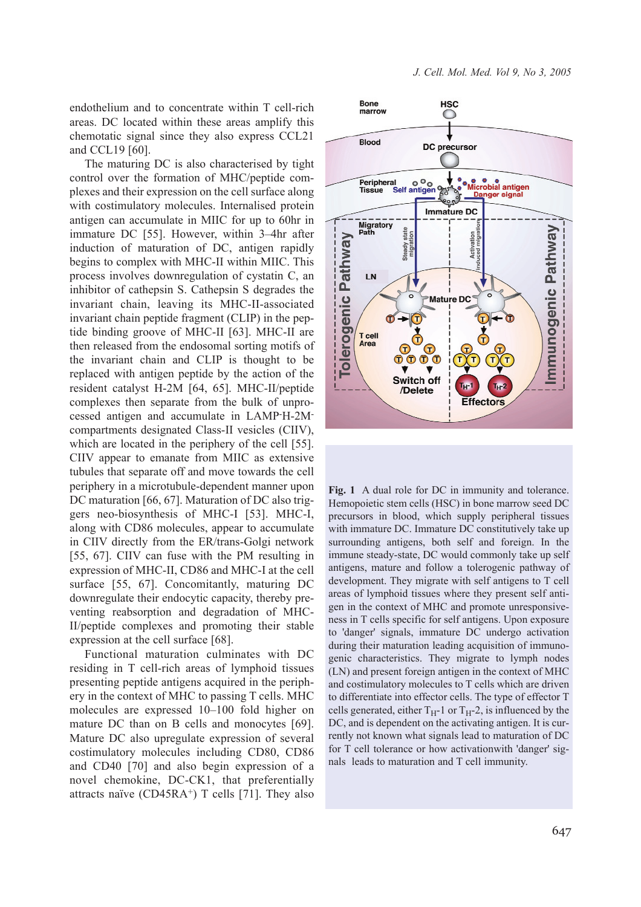endothelium and to concentrate within T cell-rich areas. DC located within these areas amplify this chemotatic signal since they also express CCL21 and CCL19 [60].

The maturing DC is also characterised by tight control over the formation of MHC/peptide complexes and their expression on the cell surface along with costimulatory molecules. Internalised protein antigen can accumulate in MIIC for up to 60hr in immature DC [55]. However, within 3–4hr after induction of maturation of DC, antigen rapidly begins to complex with MHC-II within MIIC. This process involves downregulation of cystatin C, an inhibitor of cathepsin S. Cathepsin S degrades the invariant chain, leaving its MHC-II-associated invariant chain peptide fragment (CLIP) in the peptide binding groove of MHC-II [63]. MHC-II are then released from the endosomal sorting motifs of the invariant chain and CLIP is thought to be replaced with antigen peptide by the action of the resident catalyst H-2M [64, 65]. MHC-II/peptide complexes then separate from the bulk of unprocessed antigen and accumulate in LAMP$^-$H-2M$^-$ compartments designated Class-II vesicles (CIIV), which are located in the periphery of the cell [55]. CIIV appear to emanate from MIIC as extensive tubules that separate off and move towards the cell periphery in a microtubule-dependent manner upon DC maturation [66, 67]. Maturation of DC also triggers neo-biosynthesis of MHC-I [53]. MHC-I, along with CD86 molecules, appear to accumulate in CIIV directly from the ER/trans-Golgi network [55, 67]. CIIV can fuse with the PM resulting in expression of MHC-II, CD86 and MHC-I at the cell surface [55, 67]. Concomitantly, maturing DC downregulate their endocytic capacity, thereby preventing reabsorption and degradation of MHC-II/peptide complexes and promoting their stable expression at the cell surface [68].

Functional maturation culminates with DC residing in T cell-rich areas of lymphoid tissues presenting peptide antigens acquired in the periphery in the context of MHC to passing T cells. MHC molecules are expressed 10–100 fold higher on mature DC than on B cells and monocytes [69]. Mature DC also upregulate expression of several costimulatory molecules including CD80, CD86 and CD40 [70] and also begin expression of a novel chemokine, DC-CK1, that preferentially attracts naïve (CD45RA$^+$) T cells [71]. They also

**Fig. 1** A dual role for DC in immunity and tolerance. Hemopoietic stem cells (HSC) in bone marrow seed DC precursors in blood, which supply peripheral tissues with immature DC. Immature DC constitutively take up surrounding antigens, both self and foreign. In the immune steady-state, DC would commonly take up self antigens, mature and follow a tolerogenic pathway of development. They migrate with self antigens to T cell areas of lymphoid tissues where they present self antigen in the context of MHC and promote unresponsiveness in T cells specific for self antigens. Upon exposure to 'danger' signals, immature DC undergo activation during their maturation leading acquisition of immunogenic characteristics. They migrate to lymph nodes (LN) and present foreign antigen in the context of MHC and costimulatory molecules to T cells which are driven to differentiate into effector cells. The type of effector T cells generated, either $T_H$-1 or $T_H$-2, is influenced by the DC, and is dependent on the activating antigen. It is currently not known what signals lead to maturation of DC for T cell tolerance or how activationwith 'danger' signals leads to maturation and T cell immunity.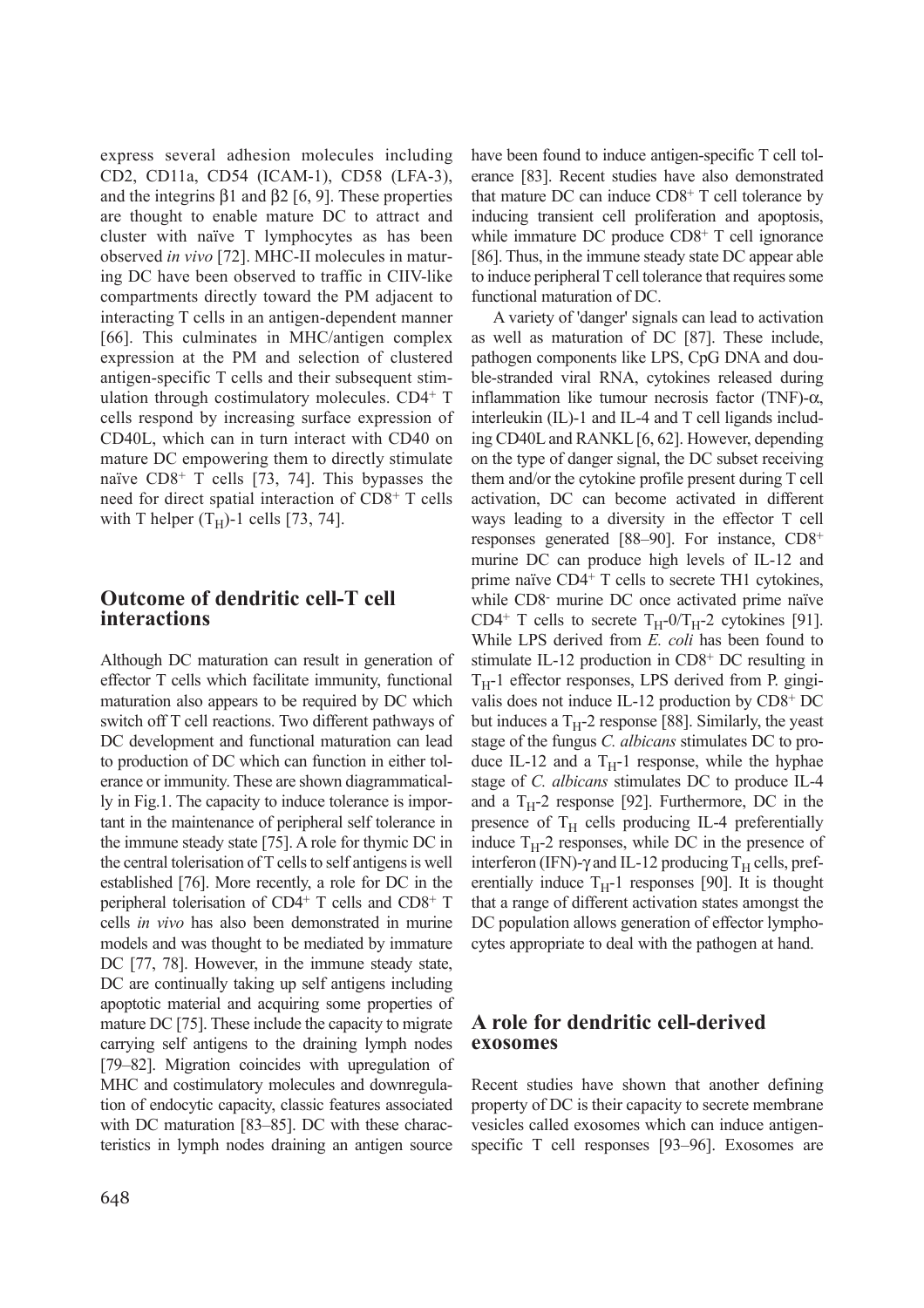express several adhesion molecules including CD2, CD11a, CD54 (ICAM-1), CD58 (LFA-3), and the integrins β1 and β2 [6, 9]. These properties are thought to enable mature DC to attract and cluster with naïve T lymphocytes as has been observed *in vivo* [72]. MHC-II molecules in maturing DC have been observed to traffic in CIIV-like compartments directly toward the PM adjacent to interacting T cells in an antigen-dependent manner [66]. This culminates in MHC/antigen complex expression at the PM and selection of clustered antigen-specific T cells and their subsequent stimulation through costimulatory molecules. $CD4^+$ T cells respond by increasing surface expression of CD40L, which can in turn interact with CD40 on mature DC empowering them to directly stimulate naïve $CD8^+$ T cells [73, 74]. This bypasses the need for direct spatial interaction of $CD8^+$ T cells with T helper ($T_H$)-1 cells [73, 74].

## Outcome of dendritic cell-T cell interactions

Although DC maturation can result in generation of effector T cells which facilitate immunity, functional maturation also appears to be required by DC which switch off T cell reactions. Two different pathways of DC development and functional maturation can lead to production of DC which can function in either tolerance or immunity. These are shown diagrammatically in Fig.1. The capacity to induce tolerance is important in the maintenance of peripheral self tolerance in the immune steady state [75]. A role for thymic DC in the central tolerisation of T cells to self antigens is well established [76]. More recently, a role for DC in the peripheral tolerisation of $CD4^+$ T cells and $CD8^+$ T cells *in vivo* has also been demonstrated in murine models and was thought to be mediated by immature DC [77, 78]. However, in the immune steady state, DC are continually taking up self antigens including apoptotic material and acquiring some properties of mature DC [75]. These include the capacity to migrate carrying self antigens to the draining lymph nodes [79–82]. Migration coincides with upregulation of MHC and costimulatory molecules and downregulation of endocytic capacity, classic features associated with DC maturation [83–85]. DC with these characteristics in lymph nodes draining an antigen source have been found to induce antigen-specific T cell tolerance [83]. Recent studies have also demonstrated that mature DC can induce $CD8^+$ T cell tolerance by inducing transient cell proliferation and apoptosis, while immature DC produce $CD8^+$ T cell ignorance [86]. Thus, in the immune steady state DC appear able to induce peripheral T cell tolerance that requires some functional maturation of DC.

A variety of 'danger' signals can lead to activation as well as maturation of DC [87]. These include, pathogen components like LPS, CpG DNA and double-stranded viral RNA, cytokines released during inflammation like tumour necrosis factor (TNF)-α, interleukin (IL)-1 and IL-4 and T cell ligands including CD40L and RANKL [6, 62]. However, depending on the type of danger signal, the DC subset receiving them and/or the cytokine profile present during T cell activation, DC can become activated in different ways leading to a diversity in the effector T cell responses generated [88–90]. For instance, $CD8^+$ murine DC can produce high levels of IL-12 and prime naïve $CD4^+$ T cells to secrete TH1 cytokines, while $CD8^-$ murine DC once activated prime naïve $CD4^+$ T cells to secrete $T_H$-0/$T_H$-2 cytokines [91]. While LPS derived from *E. coli* has been found to stimulate IL-12 production in $CD8^+$ DC resulting in $T_H$-1 effector responses, LPS derived from P. gingivalis does not induce IL-12 production by $CD8^+$ DC but induces a $T_H$-2 response [88]. Similarly, the yeast stage of the fungus *C. albicans* stimulates DC to produce IL-12 and a $T_H$-1 response, while the hyphae stage of *C. albicans* stimulates DC to produce IL-4 and a $T_H$-2 response [92]. Furthermore, DC in the presence of $T_H$ cells producing IL-4 preferentially induce $T_H$-2 responses, while DC in the presence of interferon (IFN)-γ and IL-12 producing $T_H$ cells, preferentially induce $T_H$-1 responses [90]. It is thought that a range of different activation states amongst the DC population allows generation of effector lymphocytes appropriate to deal with the pathogen at hand.

## A role for dendritic cell-derived exosomes

Recent studies have shown that another defining property of DC is their capacity to secrete membrane vesicles called exosomes which can induce antigen-specific T cell responses [93–96]. Exosomes are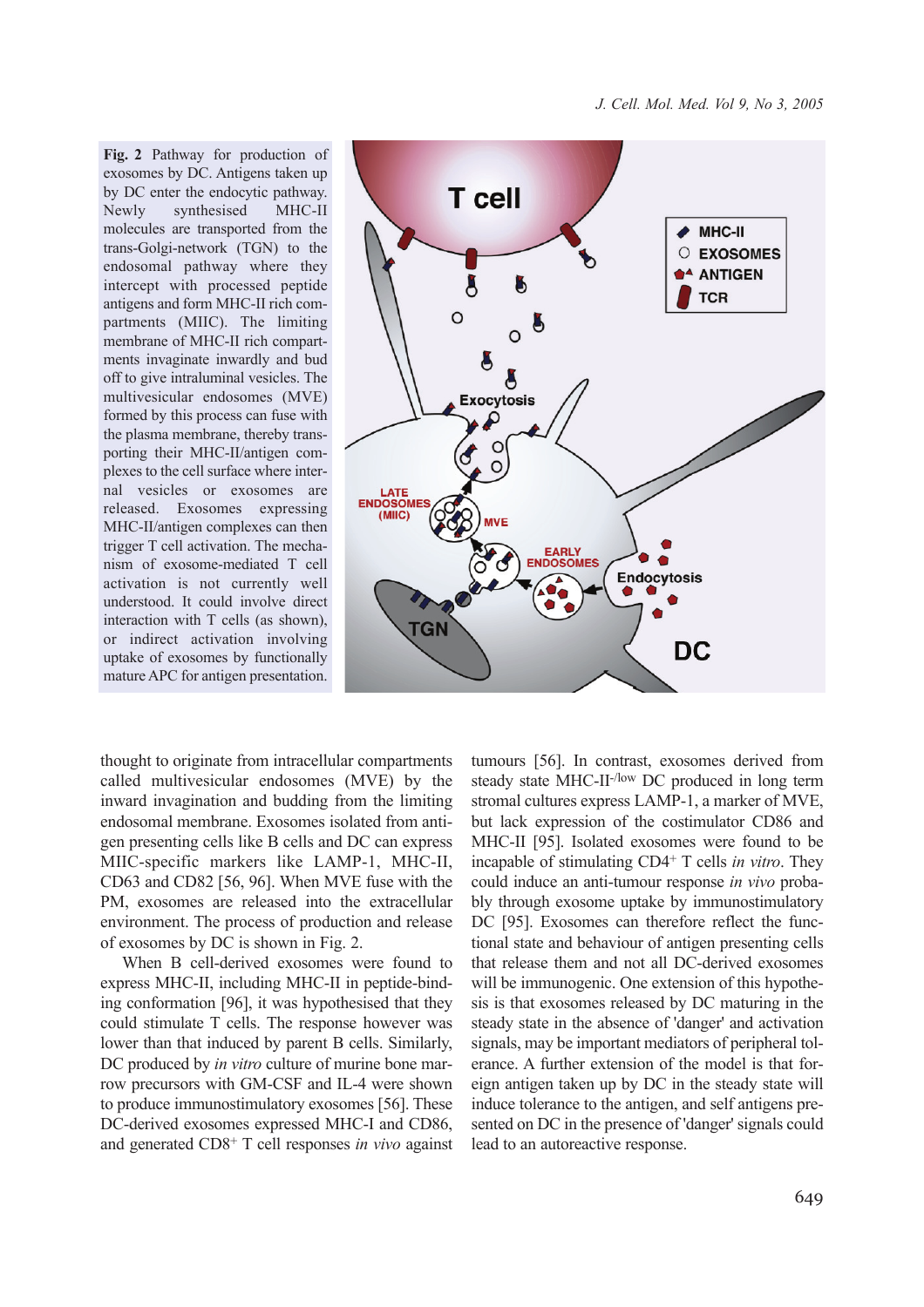**Fig. 2** Pathway for production of exosomes by DC. Antigens taken up by DC enter the endocytic pathway. Newly synthesised MHC-II molecules are transported from the trans-Golgi-network (TGN) to the endosomal pathway where they intercept with processed peptide antigens and form MHC-II rich compartments (MIIC). The limiting membrane of MHC-II rich compartments invaginate inwardly and bud off to give intraluminal vesicles. The multivesicular endosomes (MVE) formed by this process can fuse with the plasma membrane, thereby transporting their MHC-II/antigen complexes to the cell surface where internal vesicles or exosomes are released. Exosomes expressing MHC-II/antigen complexes can then trigger T cell activation. The mechanism of exosome-mediated T cell activation is not currently well understood. It could involve direct interaction with T cells (as shown), or indirect activation involving uptake of exosomes by functionally mature APC for antigen presentation.

thought to originate from intracellular compartments called multivesicular endosomes (MVE) by the inward invagination and budding from the limiting endosomal membrane. Exosomes isolated from antigen presenting cells like B cells and DC can express MIIC-specific markers like LAMP-1, MHC-II, CD63 and CD82 [56, 96]. When MVE fuse with the PM, exosomes are released into the extracellular environment. The process of production and release of exosomes by DC is shown in Fig. 2.

When B cell-derived exosomes were found to express MHC-II, including MHC-II in peptide-binding conformation [96], it was hypothesised that they could stimulate T cells. The response however was lower than that induced by parent B cells. Similarly, DC produced by *in vitro* culture of murine bone marrow precursors with GM-CSF and IL-4 were shown to produce immunostimulatory exosomes [56]. These DC-derived exosomes expressed MHC-I and CD86, and generated CD8$^{+}$ T cell responses *in vivo* against tumours [56]. In contrast, exosomes derived from steady state MHC-II$^{-/low}$ DC produced in long term stromal cultures express LAMP-1, a marker of MVE, but lack expression of the costimulator CD86 and MHC-II [95]. Isolated exosomes were found to be incapable of stimulating CD4$^{+}$ T cells *in vitro*. They could induce an anti-tumour response *in vivo* probably through exosome uptake by immunostimulatory DC [95]. Exosomes can therefore reflect the functional state and behaviour of antigen presenting cells that release them and not all DC-derived exosomes will be immunogenic. One extension of this hypothesis is that exosomes released by DC maturing in the steady state in the absence of 'danger' and activation signals, may be important mediators of peripheral tolerance. A further extension of the model is that foreign antigen taken up by DC in the steady state will induce tolerance to the antigen, and self antigens presented on DC in the presence of 'danger' signals could lead to an autoreactive response.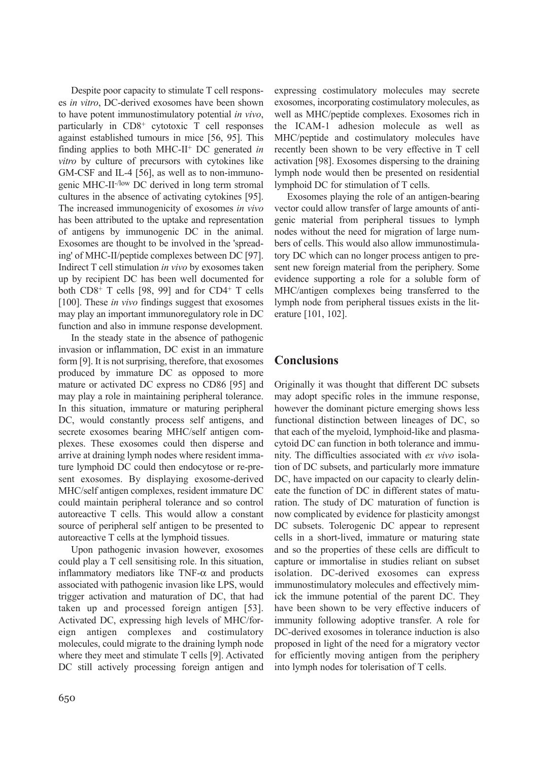Despite poor capacity to stimulate T cell responses *in vitro*, DC-derived exosomes have been shown to have potent immunostimulatory potential *in vivo*, particularly in $CD8^+$ cytotoxic T cell responses against established tumours in mice [56, 95]. This finding applies to both $MHC\text{-}II^+$ DC generated *in vitro* by culture of precursors with cytokines like GM-CSF and IL-4 [56], as well as to non-immunogenic $MHC\text{-}II^{-/low}$ DC derived in long term stromal cultures in the absence of activating cytokines [95]. The increased immunogenicity of exosomes *in vivo* has been attributed to the uptake and representation of antigens by immunogenic DC in the animal. Exosomes are thought to be involved in the 'spreading' of MHC-II/peptide complexes between DC [97]. Indirect T cell stimulation *in vivo* by exosomes taken up by recipient DC has been well documented for both $CD8^+$ T cells [98, 99] and for $CD4^+$ T cells [100]. These *in vivo* findings suggest that exosomes may play an important immunoregulatory role in DC function and also in immune response development.

In the steady state in the absence of pathogenic invasion or inflammation, DC exist in an immature form [9]. It is not surprising, therefore, that exosomes produced by immature DC as opposed to more mature or activated DC express no CD86 [95] and may play a role in maintaining peripheral tolerance. In this situation, immature or maturing peripheral DC, would constantly process self antigens, and secrete exosomes bearing MHC/self antigen complexes. These exosomes could then disperse and arrive at draining lymph nodes where resident immature lymphoid DC could then endocytose or re-present exosomes. By displaying exosome-derived MHC/self antigen complexes, resident immature DC could maintain peripheral tolerance and so control autoreactive T cells. This would allow a constant source of peripheral self antigen to be presented to autoreactive T cells at the lymphoid tissues.

Upon pathogenic invasion however, exosomes could play a T cell sensitising role. In this situation, inflammatory mediators like TNF-$\alpha$ and products associated with pathogenic invasion like LPS, would trigger activation and maturation of DC, that had taken up and processed foreign antigen [53]. Activated DC, expressing high levels of MHC/foreign antigen complexes and costimulatory molecules, could migrate to the draining lymph node where they meet and stimulate T cells [9]. Activated DC still actively processing foreign antigen and expressing costimulatory molecules may secrete exosomes, incorporating costimulatory molecules, as well as MHC/peptide complexes. Exosomes rich in the ICAM-1 adhesion molecule as well as MHC/peptide and costimulatory molecules have recently been shown to be very effective in T cell activation [98]. Exosomes dispersing to the draining lymph node would then be presented on residential lymphoid DC for stimulation of T cells.

Exosomes playing the role of an antigen-bearing vector could allow transfer of large amounts of antigenic material from peripheral tissues to lymph nodes without the need for migration of large numbers of cells. This would also allow immunostimulatory DC which can no longer process antigen to present new foreign material from the periphery. Some evidence supporting a role for a soluble form of MHC/antigen complexes being transferred to the lymph node from peripheral tissues exists in the literature [101, 102].

## Conclusions

Originally it was thought that different DC subsets may adopt specific roles in the immune response, however the dominant picture emerging shows less functional distinction between lineages of DC, so that each of the myeloid, lymphoid-like and plasmacytoid DC can function in both tolerance and immunity. The difficulties associated with *ex vivo* isolation of DC subsets, and particularly more immature DC, have impacted on our capacity to clearly delineate the function of DC in different states of maturation. The study of DC maturation of function is now complicated by evidence for plasticity amongst DC subsets. Tolerogenic DC appear to represent cells in a short-lived, immature or maturing state and so the properties of these cells are difficult to capture or immortalise in studies reliant on subset isolation. DC-derived exosomes can express immunostimulatory molecules and effectively mimick the immune potential of the parent DC. They have been shown to be very effective inducers of immunity following adoptive transfer. A role for DC-derived exosomes in tolerance induction is also proposed in light of the need for a migratory vector for efficiently moving antigen from the periphery into lymph nodes for tolerisation of T cells.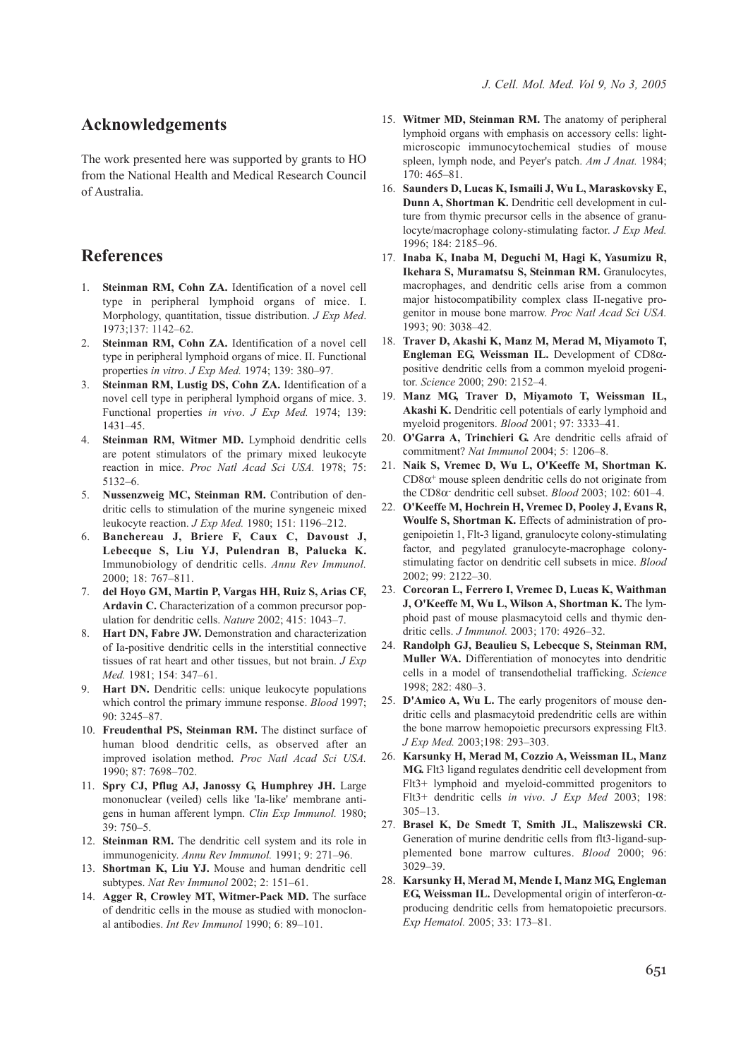## Acknowledgements

The work presented here was supported by grants to HO from the National Health and Medical Research Council of Australia.

## References

1. **Steinman RM, Cohn ZA.** Identification of a novel cell type in peripheral lymphoid organs of mice. I. Morphology, quantitation, tissue distribution. *J Exp Med*. 1973;137: 1142–62.
2. **Steinman RM, Cohn ZA.** Identification of a novel cell type in peripheral lymphoid organs of mice. II. Functional properties *in vitro*. *J Exp Med.* 1974; 139: 380–97.
3. **Steinman RM, Lustig DS, Cohn ZA.** Identification of a novel cell type in peripheral lymphoid organs of mice. 3. Functional properties *in vivo*. *J Exp Med.* 1974; 139: 1431–45.
4. **Steinman RM, Witmer MD.** Lymphoid dendritic cells are potent stimulators of the primary mixed leukocyte reaction in mice. *Proc Natl Acad Sci USA.* 1978; 75: 5132–6.
5. **Nussenzweig MC, Steinman RM.** Contribution of dendritic cells to stimulation of the murine syngeneic mixed leukocyte reaction. *J Exp Med.* 1980; 151: 1196–212.
6. **Banchereau J, Briere F, Caux C, Davoust J, Lebecque S, Liu YJ, Pulendran B, Palucka K.** Immunobiology of dendritic cells. *Annu Rev Immunol.* 2000; 18: 767–811.
7. **del Hoyo GM, Martin P, Vargas HH, Ruiz S, Arias CF, Ardavin C.** Characterization of a common precursor population for dendritic cells. *Nature* 2002; 415: 1043–7.
8. **Hart DN, Fabre JW.** Demonstration and characterization of Ia-positive dendritic cells in the interstitial connective tissues of rat heart and other tissues, but not brain. *J Exp Med.* 1981; 154: 347–61.
9. **Hart DN.** Dendritic cells: unique leukocyte populations which control the primary immune response. *Blood* 1997; 90: 3245–87.
10. **Freudenthal PS, Steinman RM.** The distinct surface of human blood dendritic cells, as observed after an improved isolation method. *Proc Natl Acad Sci USA.* 1990; 87: 7698–702.
11. **Spry CJ, Pflug AJ, Janossy G, Humphrey JH.** Large mononuclear (veiled) cells like 'Ia-like' membrane antigens in human afferent lympn. *Clin Exp Immunol.* 1980; 39: 750–5.
12. **Steinman RM.** The dendritic cell system and its role in immunogenicity. *Annu Rev Immunol.* 1991; 9: 271–96.
13. **Shortman K, Liu YJ.** Mouse and human dendritic cell subtypes. *Nat Rev Immunol* 2002; 2: 151–61.
14. **Agger R, Crowley MT, Witmer-Pack MD.** The surface of dendritic cells in the mouse as studied with monoclonal antibodies. *Int Rev Immunol* 1990; 6: 89–101.
15. **Witmer MD, Steinman RM.** The anatomy of peripheral lymphoid organs with emphasis on accessory cells: light-microscopic immunocytochemical studies of mouse spleen, lymph node, and Peyer's patch. *Am J Anat.* 1984; 170: 465–81.
16. **Saunders D, Lucas K, Ismaili J, Wu L, Maraskovsky E, Dunn A, Shortman K.** Dendritic cell development in culture from thymic precursor cells in the absence of granulocyte/macrophage colony-stimulating factor. *J Exp Med.* 1996; 184: 2185–96.
17. **Inaba K, Inaba M, Deguchi M, Hagi K, Yasumizu R, Ikehara S, Muramatsu S, Steinman RM.** Granulocytes, macrophages, and dendritic cells arise from a common major histocompatibility complex class II-negative progenitor in mouse bone marrow. *Proc Natl Acad Sci USA.* 1993; 90: 3038–42.
18. **Traver D, Akashi K, Manz M, Merad M, Miyamoto T, Engleman EG, Weissman IL.** Development of CD8α-positive dendritic cells from a common myeloid progenitor. *Science* 2000; 290: 2152–4.
19. **Manz MG, Traver D, Miyamoto T, Weissman IL, Akashi K.** Dendritic cell potentials of early lymphoid and myeloid progenitors. *Blood* 2001; 97: 3333–41.
20. **O'Garra A, Trinchieri G.** Are dendritic cells afraid of commitment? *Nat Immunol* 2004; 5: 1206–8.
21. **Naik S, Vremec D, Wu L, O'Keeffe M, Shortman K.** $CD8\alpha^+$ mouse spleen dendritic cells do not originate from the $CD8\alpha^-$ dendritic cell subset. *Blood* 2003; 102: 601–4.
22. **O'Keeffe M, Hochrein H, Vremec D, Pooley J, Evans R, Woulfe S, Shortman K.** Effects of administration of progenipoietin 1, Flt-3 ligand, granulocyte colony-stimulating factor, and pegylated granulocyte-macrophage colony-stimulating factor on dendritic cell subsets in mice. *Blood* 2002; 99: 2122–30.
23. **Corcoran L, Ferrero I, Vremec D, Lucas K, Waithman J, O'Keeffe M, Wu L, Wilson A, Shortman K.** The lymphoid past of mouse plasmacytoid cells and thymic dendritic cells. *J Immunol.* 2003; 170: 4926–32.
24. **Randolph GJ, Beaulieu S, Lebecque S, Steinman RM, Muller WA.** Differentiation of monocytes into dendritic cells in a model of transendothelial trafficking. *Science* 1998; 282: 480–3.
25. **D'Amico A, Wu L.** The early progenitors of mouse dendritic cells and plasmacytoid predendritic cells are within the bone marrow hemopoietic precursors expressing Flt3. *J Exp Med.* 2003;198: 293–303.
26. **Karsunky H, Merad M, Cozzio A, Weissman IL, Manz MG.** Flt3 ligand regulates dendritic cell development from Flt3+ lymphoid and myeloid-committed progenitors to Flt3+ dendritic cells *in vivo*. *J Exp Med* 2003; 198: 305–13.
27. **Brasel K, De Smedt T, Smith JL, Maliszewski CR.** Generation of murine dendritic cells from flt3-ligand-supplemented bone marrow cultures. *Blood* 2000; 96: 3029–39.
28. **Karsunky H, Merad M, Mende I, Manz MG, Engleman EG, Weissman IL.** Developmental origin of interferon-α-producing dendritic cells from hematopoietic precursors. *Exp Hematol.* 2005; 33: 173–81.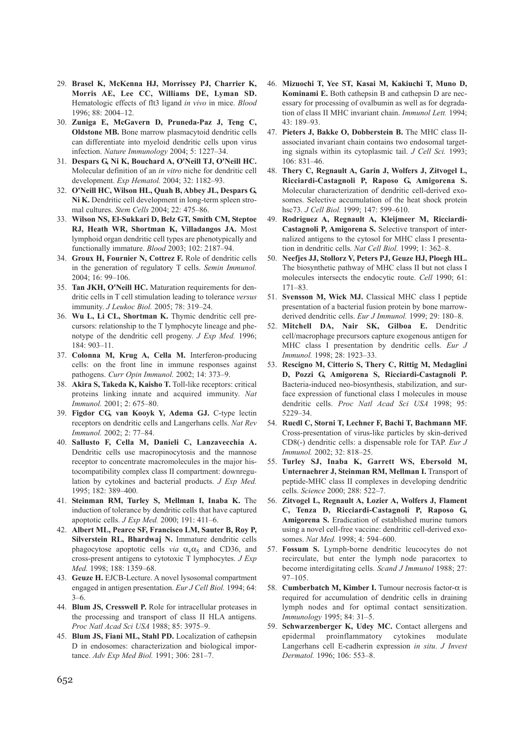29. **Brasel K, McKenna HJ, Morrissey PJ, Charrier K, Morris AE, Lee CC, Williams DE, Lyman SD.** Hematologic effects of flt3 ligand *in vivo* in mice. *Blood* 1996; 88: 2004–12.
30. **Zuniga E, McGavern D, Pruneda-Paz J, Teng C, Oldstone MB.** Bone marrow plasmacytoid dendritic cells can differentiate into myeloid dendritic cells upon virus infection. *Nature Immunology* 2004; 5: 1227–34.
31. **Despars G, Ni K, Bouchard A, O'Neill TJ, O'Neill HC.** Molecular definition of an *in vitro* niche for dendritic cell development. *Exp Hematol.* 2004; 32: 1182–93.
32. **O'Neill HC, Wilson HL, Quah B, Abbey JL, Despars G, Ni K.** Dendritic cell development in long-term spleen stromal cultures. *Stem Cells* 2004; 22: 475–86.
33. **Wilson NS, El-Sukkari D, Belz GT, Smith CM, Steptoe RJ, Heath WR, Shortman K, Villadangos JA.** Most lymphoid organ dendritic cell types are phenotypically and functionally immature. *Blood* 2003; 102: 2187–94.
34. **Groux H, Fournier N, Cottrez F.** Role of dendritic cells in the generation of regulatory T cells. *Semin Immunol.* 2004; 16: 99–106.
35. **Tan JKH, O'Neill HC.** Maturation requirements for dendritic cells in T cell stimulation leading to tolerance *versus* immunity. *J Leukoc Biol.* 2005; 78: 319–24.
36. **Wu L, Li CL, Shortman K.** Thymic dendritic cell precursors: relationship to the T lymphocyte lineage and phenotype of the dendritic cell progeny. *J Exp Med.* 1996; 184: 903–11.
37. **Colonna M, Krug A, Cella M.** Interferon-producing cells: on the front line in immune responses against pathogens. *Curr Opin Immunol.* 2002; 14: 373–9.
38. **Akira S, Takeda K, Kaisho T.** Toll-like receptors: critical proteins linking innate and acquired immunity. *Nat Immunol.* 2001; 2: 675–80.
39. **Figdor CG, van Kooyk Y, Adema GJ.** C-type lectin receptors on dendritic cells and Langerhans cells. *Nat Rev Immunol.* 2002; 2: 77–84.
40. **Sallusto F, Cella M, Danieli C, Lanzavecchia A.** Dendritic cells use macropinocytosis and the mannose receptor to concentrate macromolecules in the major histocompatibility complex class II compartment: downregulation by cytokines and bacterial products. *J Exp Med.* 1995; 182: 389–400.
41. **Steinman RM, Turley S, Mellman I, Inaba K.** The induction of tolerance by dendritic cells that have captured apoptotic cells. *J Exp Med.* 2000; 191: 411–6.
42. **Albert ML, Pearce SF, Francisco LM, Sauter B, Roy P, Silverstein RL, Bhardwaj N.** Immature dendritic cells phagocytose apoptotic cells *via* $\alpha_v\alpha_5$ and CD36, and cross-present antigens to cytotoxic T lymphocytes. *J Exp Med.* 1998; 188: 1359–68.
43. **Geuze H.** EJCB-Lecture. A novel lysosomal compartment engaged in antigen presentation. *Eur J Cell Biol.* 1994; 64: 3–6.
44. **Blum JS, Cresswell P.** Role for intracellular proteases in the processing and transport of class II HLA antigens. *Proc Natl Acad Sci USA* 1988; 85: 3975–9.
45. **Blum JS, Fiani ML, Stahl PD.** Localization of cathepsin D in endosomes: characterization and biological importance. *Adv Exp Med Biol.* 1991; 306: 281–7.
46. **Mizuochi T, Yee ST, Kasai M, Kakiuchi T, Muno D, Kominami E.** Both cathepsin B and cathepsin D are necessary for processing of ovalbumin as well as for degradation of class II MHC invariant chain. *Immunol Lett.* 1994; 43: 189–93.
47. **Pieters J, Bakke O, Dobberstein B.** The MHC class II-associated invariant chain contains two endosomal targeting signals within its cytoplasmic tail. *J Cell Sci.* 1993; 106: 831–46.
48. **Thery C, Regnault A, Garin J, Wolfers J, Zitvogel L, Ricciardi-Castagnoli P, Raposo G, Amigorena S.** Molecular characterization of dendritic cell-derived exosomes. Selective accumulation of the heat shock protein hsc73. *J Cell Biol.* 1999; 147: 599–610.
49. **Rodriguez A, Regnault A, Kleijmeer M, Ricciardi-Castagnoli P, Amigorena S.** Selective transport of internalized antigens to the cytosol for MHC class I presentation in dendritic cells. *Nat Cell Biol.* 1999; 1: 362–8.
50. **Neefjes JJ, Stollorz V, Peters PJ, Geuze HJ, Ploegh HL.** The biosynthetic pathway of MHC class II but not class I molecules intersects the endocytic route. *Cell* 1990; 61: 171–83.
51. **Svensson M, Wick MJ.** Classical MHC class I peptide presentation of a bacterial fusion protein by bone marrow-derived dendritic cells. *Eur J Immunol.* 1999; 29: 180–8.
52. **Mitchell DA, Nair SK, Gilboa E.** Dendritic cell/macrophage precursors capture exogenous antigen for MHC class I presentation by dendritic cells. *Eur J Immunol.* 1998; 28: 1923–33.
53. **Rescigno M, Citterio S, Thery C, Rittig M, Medaglini D, Pozzi G, Amigorena S, Ricciardi-Castagnoli P.** Bacteria-induced neo-biosynthesis, stabilization, and surface expression of functional class I molecules in mouse dendritic cells. *Proc Natl Acad Sci USA* 1998; 95: 5229–34.
54. **Ruedl C, Storni T, Lechner F, Bachi T, Bachmann MF.** Cross-presentation of virus-like particles by skin-derived CD8(-) dendritic cells: a dispensable role for TAP. *Eur J Immunol.* 2002; 32: 818–25.
55. **Turley SJ, Inaba K, Garrett WS, Ebersold M, Unternaehrer J, Steinman RM, Mellman I.** Transport of peptide-MHC class II complexes in developing dendritic cells. *Science* 2000; 288: 522–7.
56. **Zitvogel L, Regnault A, Lozier A, Wolfers J, Flament C, Tenza D, Ricciardi-Castagnoli P, Raposo G, Amigorena S.** Eradication of established murine tumors using a novel cell-free vaccine: dendritic cell-derived exosomes. *Nat Med.* 1998; 4: 594–600.
57. **Fossum S.** Lymph-borne dendritic leucocytes do not recirculate, but enter the lymph node paracortex to become interdigitating cells. *Scand J Immunol* 1988; 27: 97–105.
58. **Cumberbatch M, Kimber I.** Tumour necrosis factor-$\alpha$ is required for accumulation of dendritic cells in draining lymph nodes and for optimal contact sensitization. *Immunology* 1995; 84: 31–5.
59. **Schwarzenberger K, Udey MC.** Contact allergens and epidermal proinflammatory cytokines modulate Langerhans cell E-cadherin expression *in situ*. *J Invest Dermatol.* 1996; 106: 553–8.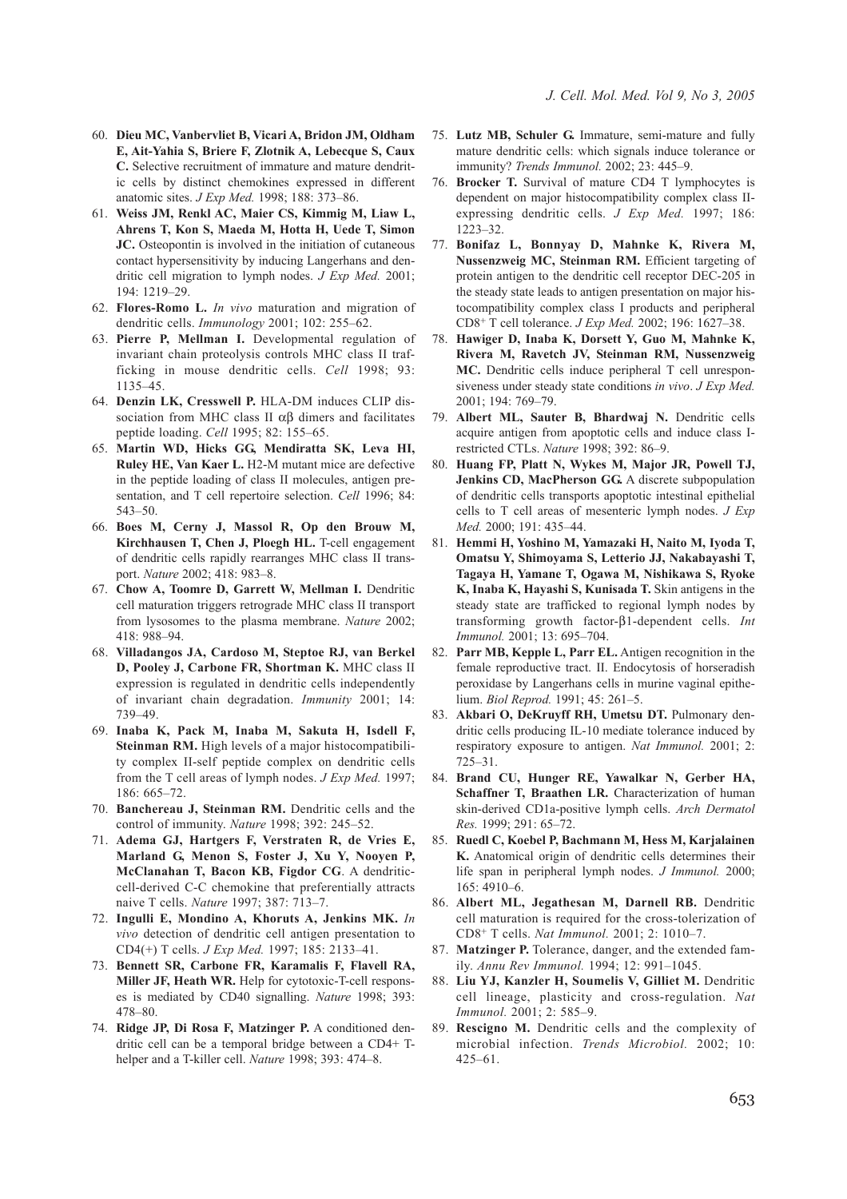60. **Dieu MC, Vanbervliet B, Vicari A, Bridon JM, Oldham E, Ait-Yahia S, Briere F, Zlotnik A, Lebecque S, Caux C.** Selective recruitment of immature and mature dendritic cells by distinct chemokines expressed in different anatomic sites. *J Exp Med.* 1998; 188: 373–86.
61. **Weiss JM, Renkl AC, Maier CS, Kimmig M, Liaw L, Ahrens T, Kon S, Maeda M, Hotta H, Uede T, Simon JC.** Osteopontin is involved in the initiation of cutaneous contact hypersensitivity by inducing Langerhans and dendritic cell migration to lymph nodes. *J Exp Med.* 2001; 194: 1219–29.
62. **Flores-Romo L.** *In vivo* maturation and migration of dendritic cells. *Immunology* 2001; 102: 255–62.
63. **Pierre P, Mellman I.** Developmental regulation of invariant chain proteolysis controls MHC class II trafficking in mouse dendritic cells. *Cell* 1998; 93: 1135–45.
64. **Denzin LK, Cresswell P.** HLA-DM induces CLIP dissociation from MHC class II $\alpha\beta$ dimers and facilitates peptide loading. *Cell* 1995; 82: 155–65.
65. **Martin WD, Hicks GG, Mendiratta SK, Leva HI, Ruley HE, Van Kaer L.** H2-M mutant mice are defective in the peptide loading of class II molecules, antigen presentation, and T cell repertoire selection. *Cell* 1996; 84: 543–50.
66. **Boes M, Cerny J, Massol R, Op den Brouw M, Kirchhausen T, Chen J, Ploegh HL.** T-cell engagement of dendritic cells rapidly rearranges MHC class II transport. *Nature* 2002; 418: 983–8.
67. **Chow A, Toomre D, Garrett W, Mellman I.** Dendritic cell maturation triggers retrograde MHC class II transport from lysosomes to the plasma membrane. *Nature* 2002; 418: 988–94.
68. **Villadangos JA, Cardoso M, Steptoe RJ, van Berkel D, Pooley J, Carbone FR, Shortman K.** MHC class II expression is regulated in dendritic cells independently of invariant chain degradation. *Immunity* 2001; 14: 739–49.
69. **Inaba K, Pack M, Inaba M, Sakuta H, Isdell F, Steinman RM.** High levels of a major histocompatibility complex II-self peptide complex on dendritic cells from the T cell areas of lymph nodes. *J Exp Med.* 1997; 186: 665–72.
70. **Banchereau J, Steinman RM.** Dendritic cells and the control of immunity. *Nature* 1998; 392: 245–52.
71. **Adema GJ, Hartgers F, Verstraten R, de Vries E, Marland G, Menon S, Foster J, Xu Y, Nooyen P, McClanahan T, Bacon KB, Figdor CG**. A dendritic-cell-derived C-C chemokine that preferentially attracts naive T cells. *Nature* 1997; 387: 713–7.
72. **Ingulli E, Mondino A, Khoruts A, Jenkins MK.** *In vivo* detection of dendritic cell antigen presentation to CD4(+) T cells. *J Exp Med.* 1997; 185: 2133–41.
73. **Bennett SR, Carbone FR, Karamalis F, Flavell RA, Miller JF, Heath WR.** Help for cytotoxic-T-cell responses is mediated by CD40 signalling. *Nature* 1998; 393: 478–80.
74. **Ridge JP, Di Rosa F, Matzinger P.** A conditioned dendritic cell can be a temporal bridge between a CD4+ T-helper and a T-killer cell. *Nature* 1998; 393: 474–8.
75. **Lutz MB, Schuler G.** Immature, semi-mature and fully mature dendritic cells: which signals induce tolerance or immunity? *Trends Immunol.* 2002; 23: 445–9.
76. **Brocker T.** Survival of mature CD4 T lymphocytes is dependent on major histocompatibility complex class II-expressing dendritic cells. *J Exp Med.* 1997; 186: 1223–32.
77. **Bonifaz L, Bonnyay D, Mahnke K, Rivera M, Nussenzweig MC, Steinman RM.** Efficient targeting of protein antigen to the dendritic cell receptor DEC-205 in the steady state leads to antigen presentation on major histocompatibility complex class I products and peripheral CD8+ T cell tolerance. *J Exp Med.* 2002; 196: 1627–38.
78. **Hawiger D, Inaba K, Dorsett Y, Guo M, Mahnke K, Rivera M, Ravetch JV, Steinman RM, Nussenzweig MC.** Dendritic cells induce peripheral T cell unresponsiveness under steady state conditions *in vivo*. *J Exp Med.* 2001; 194: 769–79.
79. **Albert ML, Sauter B, Bhardwaj N.** Dendritic cells acquire antigen from apoptotic cells and induce class I-restricted CTLs. *Nature* 1998; 392: 86–9.
80. **Huang FP, Platt N, Wykes M, Major JR, Powell TJ, Jenkins CD, MacPherson GG.** A discrete subpopulation of dendritic cells transports apoptotic intestinal epithelial cells to T cell areas of mesenteric lymph nodes. *J Exp Med.* 2000; 191: 435–44.
81. **Hemmi H, Yoshino M, Yamazaki H, Naito M, Iyoda T, Omatsu Y, Shimoyama S, Letterio JJ, Nakabayashi T, Tagaya H, Yamane T, Ogawa M, Nishikawa S, Ryoke K, Inaba K, Hayashi S, Kunisada T.** Skin antigens in the steady state are trafficked to regional lymph nodes by transforming growth factor-$\beta$1-dependent cells. *Int Immunol.* 2001; 13: 695–704.
82. **Parr MB, Kepple L, Parr EL.** Antigen recognition in the female reproductive tract. II. Endocytosis of horseradish peroxidase by Langerhans cells in murine vaginal epithelium. *Biol Reprod.* 1991; 45: 261–5.
83. **Akbari O, DeKruyff RH, Umetsu DT.** Pulmonary dendritic cells producing IL-10 mediate tolerance induced by respiratory exposure to antigen. *Nat Immunol.* 2001; 2: 725–31.
84. **Brand CU, Hunger RE, Yawalkar N, Gerber HA, Schaffner T, Braathen LR.** Characterization of human skin-derived CD1a-positive lymph cells. *Arch Dermatol Res.* 1999; 291: 65–72.
85. **Ruedl C, Koebel P, Bachmann M, Hess M, Karjalainen K.** Anatomical origin of dendritic cells determines their life span in peripheral lymph nodes. *J Immunol.* 2000; 165: 4910–6.
86. **Albert ML, Jegathesan M, Darnell RB.** Dendritic cell maturation is required for the cross-tolerization of CD8+ T cells. *Nat Immunol.* 2001; 2: 1010–7.
87. **Matzinger P.** Tolerance, danger, and the extended family. *Annu Rev Immunol.* 1994; 12: 991–1045.
88. **Liu YJ, Kanzler H, Soumelis V, Gilliet M.** Dendritic cell lineage, plasticity and cross-regulation. *Nat Immunol.* 2001; 2: 585–9.
89. **Rescigno M.** Dendritic cells and the complexity of microbial infection. *Trends Microbiol.* 2002; 10: 425–61.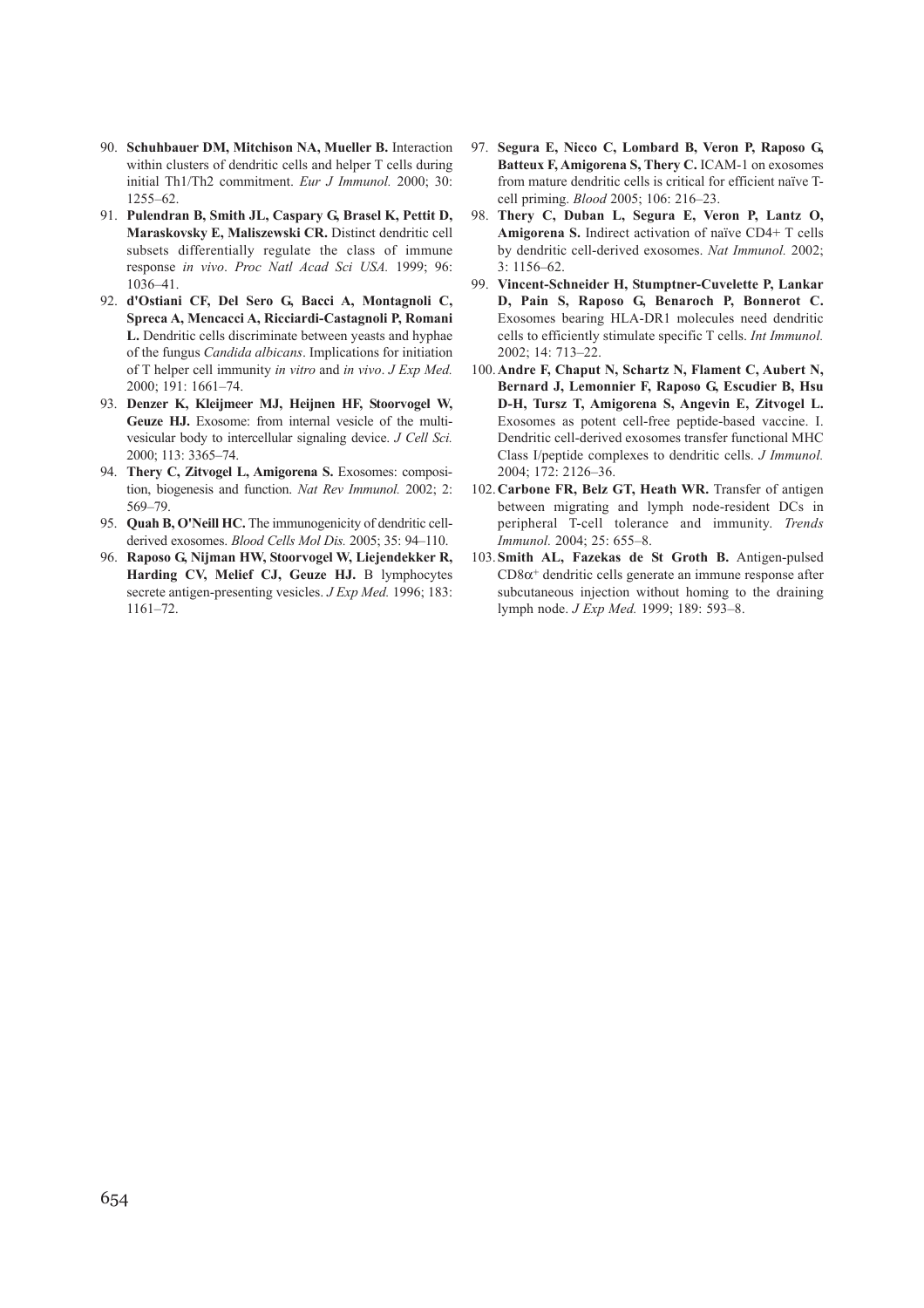90. **Schuhbauer DM, Mitchison NA, Mueller B.** Interaction within clusters of dendritic cells and helper T cells during initial Th1/Th2 commitment. *Eur J Immunol.* 2000; 30: 1255–62.
91. **Pulendran B, Smith JL, Caspary G, Brasel K, Pettit D, Maraskovsky E, Maliszewski CR.** Distinct dendritic cell subsets differentially regulate the class of immune response *in vivo*. *Proc Natl Acad Sci USA.* 1999; 96: 1036–41.
92. **d'Ostiani CF, Del Sero G, Bacci A, Montagnoli C, Spreca A, Mencacci A, Ricciardi-Castagnoli P, Romani L.** Dendritic cells discriminate between yeasts and hyphae of the fungus *Candida albicans*. Implications for initiation of T helper cell immunity *in vitro* and *in vivo*. *J Exp Med.* 2000; 191: 1661–74.
93. **Denzer K, Kleijmeer MJ, Heijnen HF, Stoorvogel W, Geuze HJ.** Exosome: from internal vesicle of the multivesicular body to intercellular signaling device. *J Cell Sci.* 2000; 113: 3365–74.
94. **Thery C, Zitvogel L, Amigorena S.** Exosomes: composition, biogenesis and function. *Nat Rev Immunol.* 2002; 2: 569–79.
95. **Quah B, O'Neill HC.** The immunogenicity of dendritic cell-derived exosomes. *Blood Cells Mol Dis.* 2005; 35: 94–110.
96. **Raposo G, Nijman HW, Stoorvogel W, Liejendekker R, Harding CV, Melief CJ, Geuze HJ.** B lymphocytes secrete antigen-presenting vesicles. *J Exp Med.* 1996; 183: 1161–72.
97. **Segura E, Nicco C, Lombard B, Veron P, Raposo G, Batteux F, Amigorena S, Thery C.** ICAM-1 on exosomes from mature dendritic cells is critical for efficient naïve T-cell priming. *Blood* 2005; 106: 216–23.
98. **Thery C, Duban L, Segura E, Veron P, Lantz O, Amigorena S.** Indirect activation of naïve CD4+ T cells by dendritic cell-derived exosomes. *Nat Immunol.* 2002; 3: 1156–62.
99. **Vincent-Schneider H, Stumptner-Cuvelette P, Lankar D, Pain S, Raposo G, Benaroch P, Bonnerot C.** Exosomes bearing HLA-DR1 molecules need dendritic cells to efficiently stimulate specific T cells. *Int Immunol.* 2002; 14: 713–22.
100. **Andre F, Chaput N, Schartz N, Flament C, Aubert N, Bernard J, Lemonnier F, Raposo G, Escudier B, Hsu D-H, Tursz T, Amigorena S, Angevin E, Zitvogel L.** Exosomes as potent cell-free peptide-based vaccine. I. Dendritic cell-derived exosomes transfer functional MHC Class I/peptide complexes to dendritic cells. *J Immunol.* 2004; 172: 2126–36.
101. **Carbone FR, Belz GT, Heath WR.** Transfer of antigen between migrating and lymph node-resident DCs in peripheral T-cell tolerance and immunity. *Trends Immunol.* 2004; 25: 655–8.
102. **Smith AL, Fazekas de St Groth B.** Antigen-pulsed $CD8\alpha^{+}$ dendritic cells generate an immune response after subcutaneous injection without homing to the draining lymph node. *J Exp Med.* 1999; 189: 593–8.